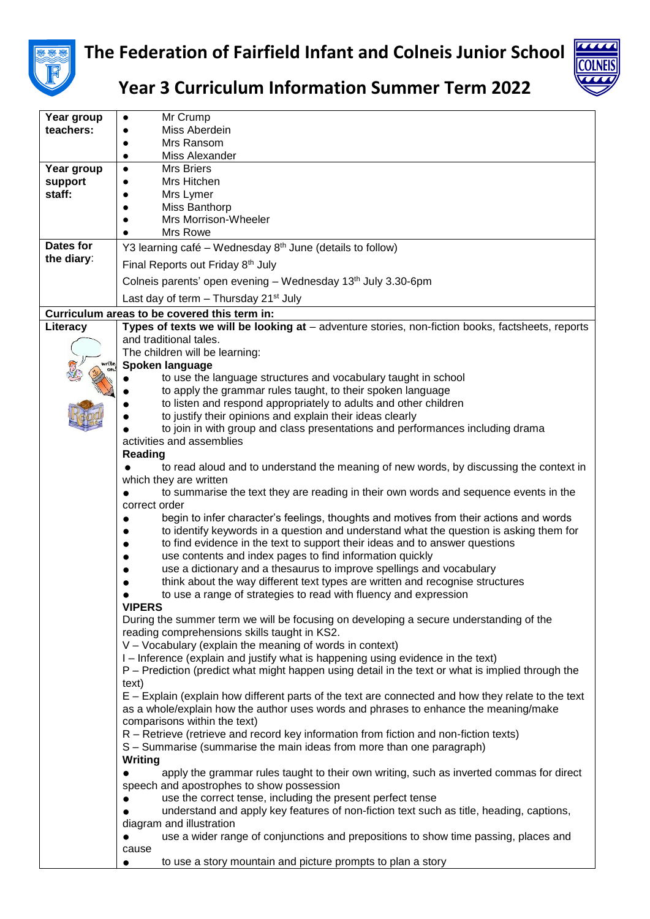# The Federation of Fairfield Infant and Colneis Junior School

## Year 3 Curriculum Information Summer Term 2022

| | |
|---|---|
| **Year group teachers:** | • Mr Crump<br>• Miss Aberdein<br>• Mrs Ransom<br>• Miss Alexander |
| **Year group support staff:** | • Mrs Briers<br>• Mrs Hitchen<br>• Mrs Lymer<br>• Miss Banthorp<br>• Mrs Morrison-Wheeler<br>• Mrs Rowe |
| **Dates for the diary:** | Y3 learning café – Wednesday 8th June (details to follow)<br>Final Reports out Friday 8th July<br>Colneis parents' open evening – Wednesday 13th July 3.30-6pm<br>Last day of term – Thursday 21st July |
| **Curriculum areas to be covered this term in:** | |
| **Literacy** | **Types of texts we will be looking at** – adventure stories, non-fiction books, factsheets, reports and traditional tales.<br>The children will be learning:<br>**Spoken language**<br>• to use the language structures and vocabulary taught in school<br>• to apply the grammar rules taught, to their spoken language<br>• to listen and respond appropriately to adults and other children<br>• to justify their opinions and explain their ideas clearly<br>• to join in with group and class presentations and performances including drama activities and assemblies<br>**Reading**<br>• to read aloud and to understand the meaning of new words, by discussing the context in which they are written<br>• to summarise the text they are reading in their own words and sequence events in the correct order<br>• begin to infer character's feelings, thoughts and motives from their actions and words<br>• to identify keywords in a question and understand what the question is asking them for<br>• to find evidence in the text to support their ideas and to answer questions<br>• use contents and index pages to find information quickly<br>• use a dictionary and a thesaurus to improve spellings and vocabulary<br>• think about the way different text types are written and recognise structures<br>• to use a range of strategies to read with fluency and expression<br>**VIPERS**<br>During the summer term we will be focusing on developing a secure understanding of the reading comprehensions skills taught in KS2.<br>V – Vocabulary (explain the meaning of words in context)<br>I – Inference (explain and justify what is happening using evidence in the text)<br>P – Prediction (predict what might happen using detail in the text or what is implied through the text)<br>E – Explain (explain how different parts of the text are connected and how they relate to the text as a whole/explain how the author uses words and phrases to enhance the meaning/make comparisons within the text)<br>R – Retrieve (retrieve and record key information from fiction and non-fiction texts)<br>S – Summarise (summarise the main ideas from more than one paragraph)<br>**Writing**<br>• apply the grammar rules taught to their own writing, such as inverted commas for direct speech and apostrophes to show possession<br>• use the correct tense, including the present perfect tense<br>• understand and apply key features of non-fiction text such as title, heading, captions, diagram and illustration<br>• use a wider range of conjunctions and prepositions to show time passing, places and cause<br>• to use a story mountain and picture prompts to plan a story |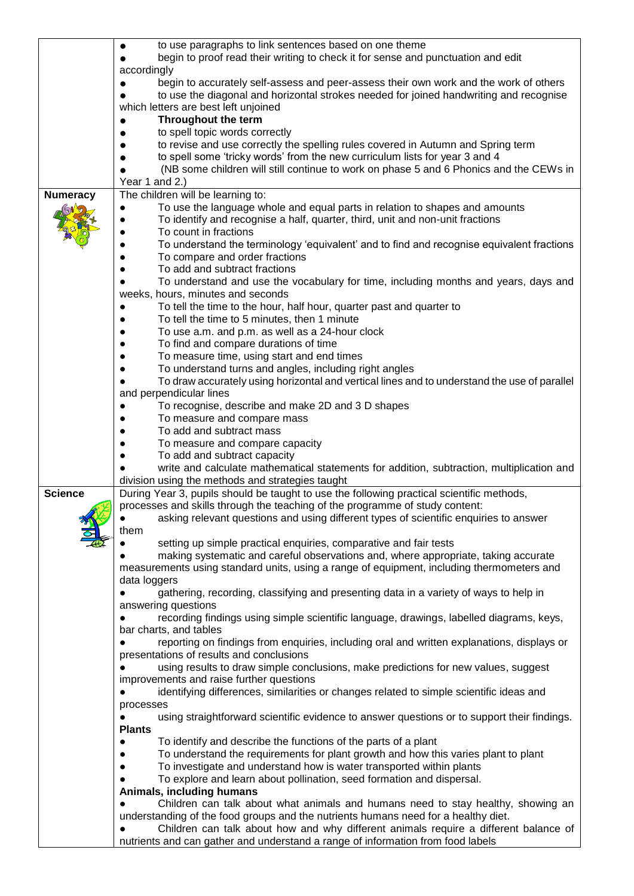| | |
|---|---|
| | ● to use paragraphs to link sentences based on one theme<br>● begin to proof read their writing to check it for sense and punctuation and edit accordingly<br>● begin to accurately self-assess and peer-assess their own work and the work of others<br>● to use the diagonal and horizontal strokes needed for joined handwriting and recognise which letters are best left unjoined<br>● **Throughout the term**<br>● to spell topic words correctly<br>● to revise and use correctly the spelling rules covered in Autumn and Spring term<br>● to spell some 'tricky words' from the new curriculum lists for year 3 and 4<br>● (NB some children will still continue to work on phase 5 and 6 Phonics and the CEWs in Year 1 and 2.) |
| **Numeracy** | The children will be learning to:<br>● To use the language whole and equal parts in relation to shapes and amounts<br>● To identify and recognise a half, quarter, third, unit and non-unit fractions<br>● To count in fractions<br>● To understand the terminology 'equivalent' and to find and recognise equivalent fractions<br>● To compare and order fractions<br>● To add and subtract fractions<br>● To understand and use the vocabulary for time, including months and years, days and weeks, hours, minutes and seconds<br>● To tell the time to the hour, half hour, quarter past and quarter to<br>● To tell the time to 5 minutes, then 1 minute<br>● To use a.m. and p.m. as well as a 24-hour clock<br>● To find and compare durations of time<br>● To measure time, using start and end times<br>● To understand turns and angles, including right angles<br>● To draw accurately using horizontal and vertical lines and to understand the use of parallel and perpendicular lines<br>● To recognise, describe and make 2D and 3 D shapes<br>● To measure and compare mass<br>● To add and subtract mass<br>● To measure and compare capacity<br>● To add and subtract capacity<br>● write and calculate mathematical statements for addition, subtraction, multiplication and division using the methods and strategies taught |
| **Science** | During Year 3, pupils should be taught to use the following practical scientific methods, processes and skills through the teaching of the programme of study content:<br>● asking relevant questions and using different types of scientific enquiries to answer them<br>● setting up simple practical enquiries, comparative and fair tests<br>● making systematic and careful observations and, where appropriate, taking accurate measurements using standard units, using a range of equipment, including thermometers and data loggers<br>● gathering, recording, classifying and presenting data in a variety of ways to help in answering questions<br>● recording findings using simple scientific language, drawings, labelled diagrams, keys, bar charts, and tables<br>● reporting on findings from enquiries, including oral and written explanations, displays or presentations of results and conclusions<br>● using results to draw simple conclusions, make predictions for new values, suggest improvements and raise further questions<br>● identifying differences, similarities or changes related to simple scientific ideas and processes<br>● using straightforward scientific evidence to answer questions or to support their findings.<br>**Plants**<br>● To identify and describe the functions of the parts of a plant<br>● To understand the requirements for plant growth and how this varies plant to plant<br>● To investigate and understand how is water transported within plants<br>● To explore and learn about pollination, seed formation and dispersal.<br>**Animals, including humans**<br>● Children can talk about what animals and humans need to stay healthy, showing an understanding of the food groups and the nutrients humans need for a healthy diet.<br>● Children can talk about how and why different animals require a different balance of nutrients and can gather and understand a range of information from food labels |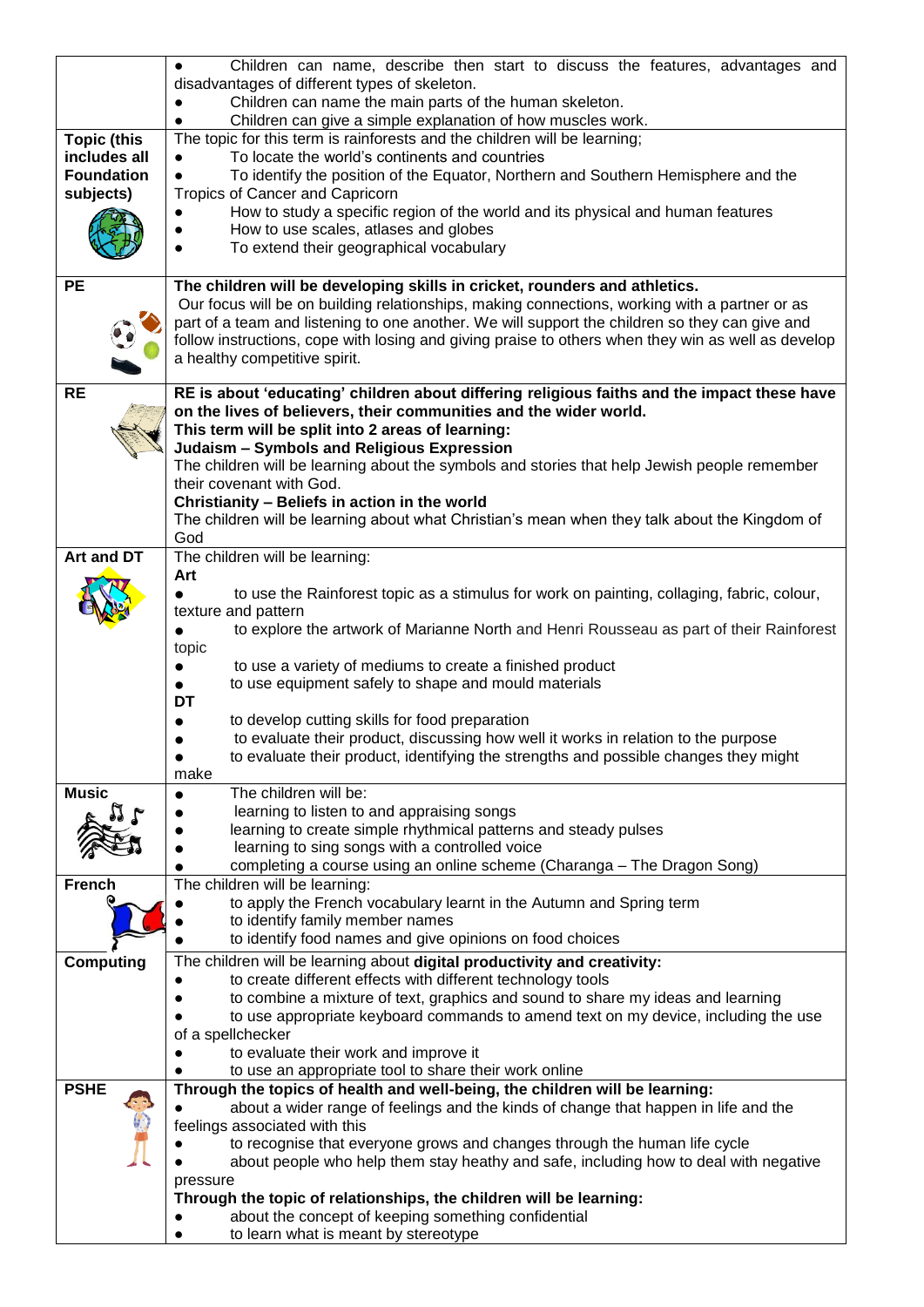| | |
|---|---|
| | ● Children can name, describe then start to discuss the features, advantages and disadvantages of different types of skeleton.<br>● Children can name the main parts of the human skeleton.<br>● Children can give a simple explanation of how muscles work. |
| **Topic (this includes all Foundation subjects)** | The topic for this term is rainforests and the children will be learning;<br>● To locate the world's continents and countries<br>● To identify the position of the Equator, Northern and Southern Hemisphere and the Tropics of Cancer and Capricorn<br>● How to study a specific region of the world and its physical and human features<br>● How to use scales, atlases and globes<br>● To extend their geographical vocabulary |
| **PE** | **The children will be developing skills in cricket, rounders and athletics.**<br>Our focus will be on building relationships, making connections, working with a partner or as part of a team and listening to one another. We will support the children so they can give and follow instructions, cope with losing and giving praise to others when they win as well as develop a healthy competitive spirit. |
| **RE** | **RE is about 'educating' children about differing religious faiths and the impact these have on the lives of believers, their communities and the wider world.**<br>**This term will be split into 2 areas of learning:**<br>**Judaism – Symbols and Religious Expression**<br>The children will be learning about the symbols and stories that help Jewish people remember their covenant with God.<br>**Christianity – Beliefs in action in the world**<br>The children will be learning about what Christian's mean when they talk about the Kingdom of God |
| **Art and DT** | The children will be learning:<br>**Art**<br>● to use the Rainforest topic as a stimulus for work on painting, collaging, fabric, colour, texture and pattern<br>● to explore the artwork of Marianne North and Henri Rousseau as part of their Rainforest topic<br>● to use a variety of mediums to create a finished product<br>● to use equipment safely to shape and mould materials<br>**DT**<br>● to develop cutting skills for food preparation<br>● to evaluate their product, discussing how well it works in relation to the purpose<br>● to evaluate their product, identifying the strengths and possible changes they might make |
| **Music** | ● The children will be:<br>● learning to listen to and appraising songs<br>● learning to create simple rhythmical patterns and steady pulses<br>● learning to sing songs with a controlled voice<br>● completing a course using an online scheme (Charanga – The Dragon Song) |
| **French** | The children will be learning:<br>● to apply the French vocabulary learnt in the Autumn and Spring term<br>● to identify family member names<br>● to identify food names and give opinions on food choices |
| **Computing** | The children will be learning about **digital productivity and creativity:**<br>● to create different effects with different technology tools<br>● to combine a mixture of text, graphics and sound to share my ideas and learning<br>● to use appropriate keyboard commands to amend text on my device, including the use of a spellchecker<br>● to evaluate their work and improve it<br>● to use an appropriate tool to share their work online |
| **PSHE** | **Through the topics of health and well-being, the children will be learning:**<br>● about a wider range of feelings and the kinds of change that happen in life and the feelings associated with this<br>● to recognise that everyone grows and changes through the human life cycle<br>● about people who help them stay heathy and safe, including how to deal with negative pressure<br>**Through the topic of relationships, the children will be learning:**<br>● about the concept of keeping something confidential<br>● to learn what is meant by stereotype |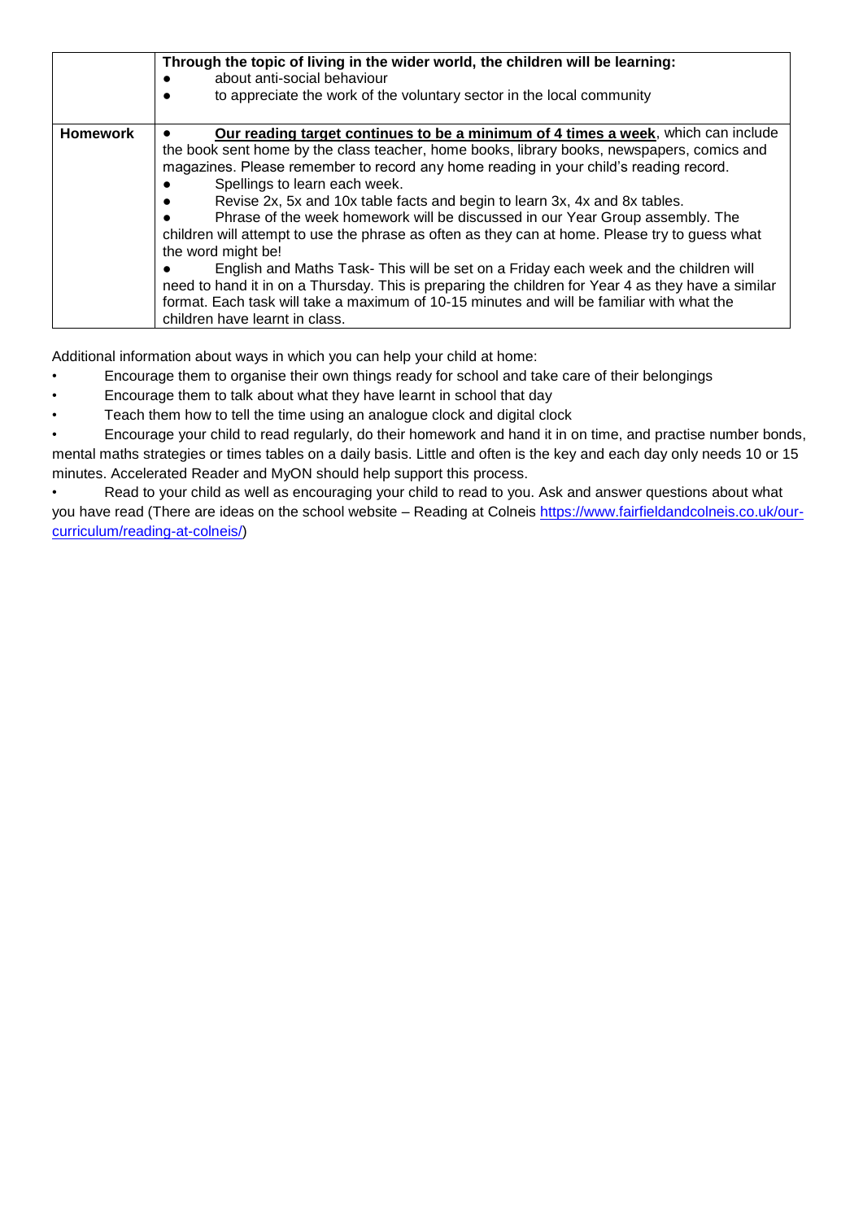| | |
|---|---|
| | **Through the topic of living in the wider world, the children will be learning:**<br>● about anti-social behaviour<br>● to appreciate the work of the voluntary sector in the local community |
| **Homework** | ● **Our reading target continues to be a minimum of 4 times a week**, which can include the book sent home by the class teacher, home books, library books, newspapers, comics and magazines. Please remember to record any home reading in your child's reading record.<br>● Spellings to learn each week.<br>● Revise 2x, 5x and 10x table facts and begin to learn 3x, 4x and 8x tables.<br>● Phrase of the week homework will be discussed in our Year Group assembly. The children will attempt to use the phrase as often as they can at home. Please try to guess what the word might be!<br>● English and Maths Task- This will be set on a Friday each week and the children will need to hand it in on a Thursday. This is preparing the children for Year 4 as they have a similar format. Each task will take a maximum of 10-15 minutes and will be familiar with what the children have learnt in class. |

Additional information about ways in which you can help your child at home:

- Encourage them to organise their own things ready for school and take care of their belongings
- Encourage them to talk about what they have learnt in school that day
- Teach them how to tell the time using an analogue clock and digital clock
- Encourage your child to read regularly, do their homework and hand it in on time, and practise number bonds, mental maths strategies or times tables on a daily basis. Little and often is the key and each day only needs 10 or 15 minutes. Accelerated Reader and MyON should help support this process.
- Read to your child as well as encouraging your child to read to you. Ask and answer questions about what you have read (There are ideas on the school website – Reading at Colneis https://www.fairfieldandcolneis.co.uk/our-curriculum/reading-at-colneis/)